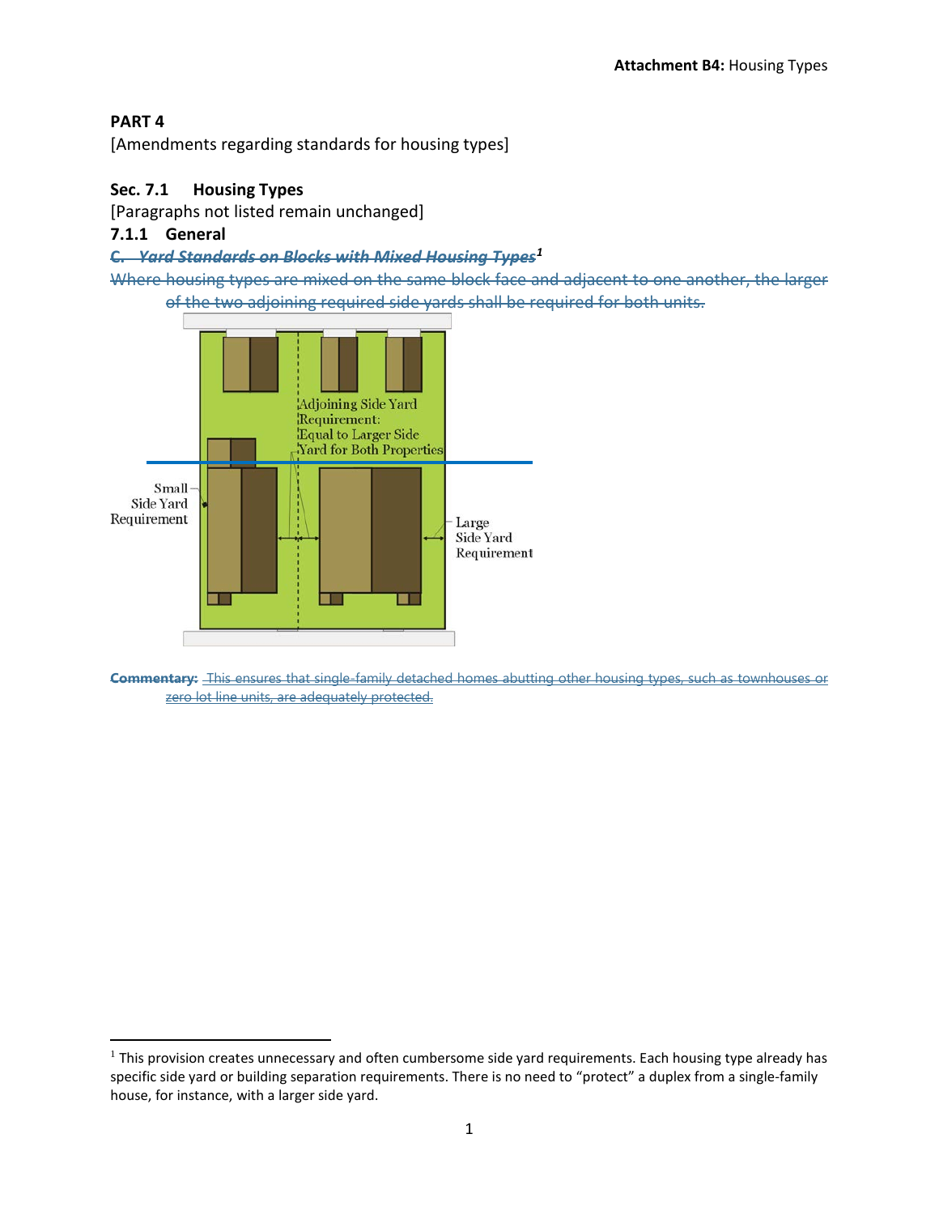**Attachment B4:** Housing Types

## PART 4

[Amendments regarding standards for housing types]

### Sec. 7.1 Housing Types

[Paragraphs not listed remain unchanged]

#### 7.1.1 General

~~***C. Yard Standards on Blocks with Mixed Housing Types***~~[1]

~~Where housing types are mixed on the same block face and adjacent to one another, the larger of the two adjoining required side yards shall be required for both units.~~

~~**Commentary:** This ensures that single-family detached homes abutting other housing types, such as townhouses or zero lot line units, are adequately protected.~~

[1] This provision creates unnecessary and often cumbersome side yard requirements. Each housing type already has specific side yard or building separation requirements. There is no need to "protect" a duplex from a single-family house, for instance, with a larger side yard.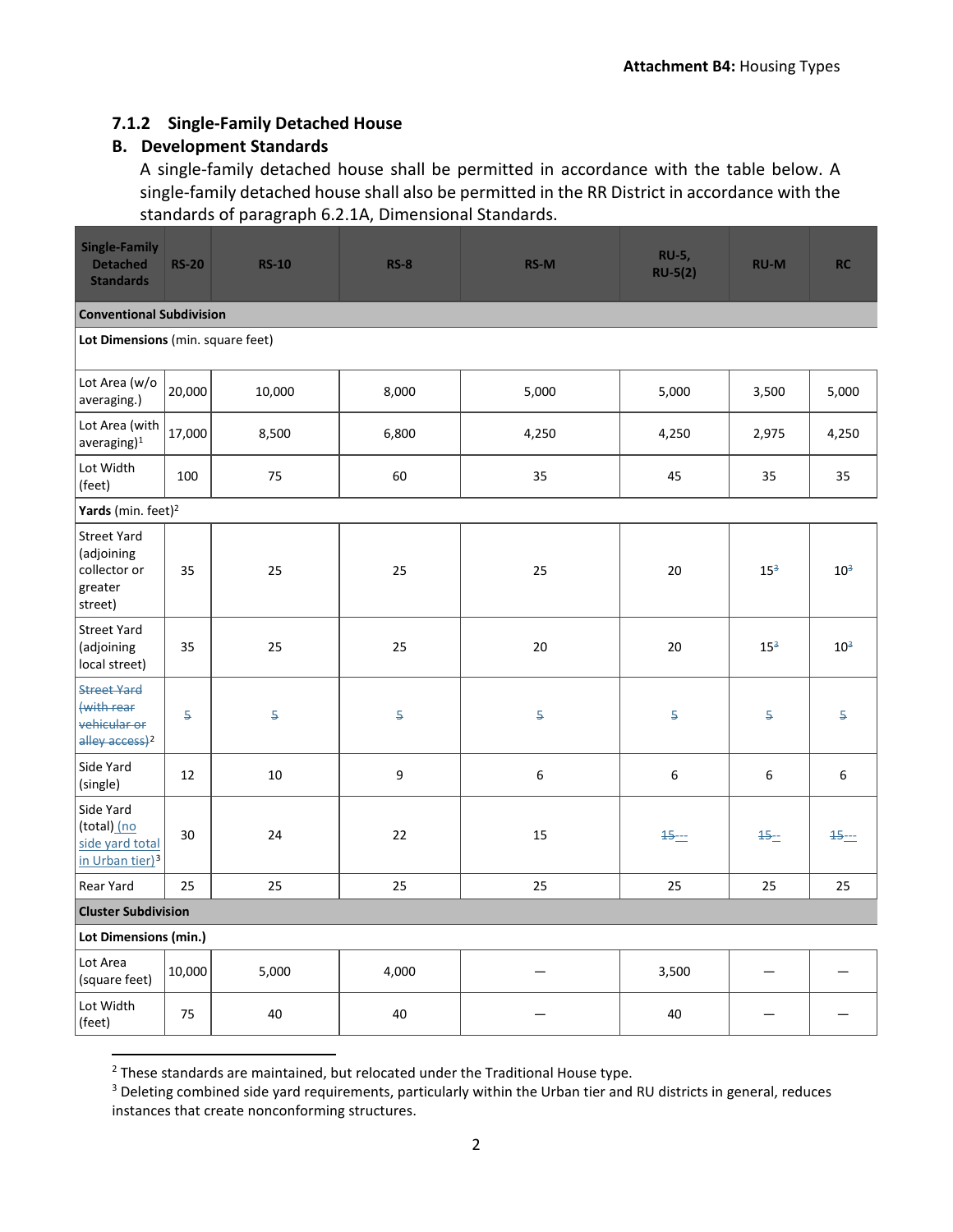### 7.1.2 Single-Family Detached House

#### B. Development Standards

A single-family detached house shall be permitted in accordance with the table below. A single-family detached house shall also be permitted in the RR District in accordance with the standards of paragraph 6.2.1A, Dimensional Standards.

| Single-Family Detached Standards | RS-20 | RS-10 | RS-8 | RS-M | RU-5, RU-5(2) | RU-M | RC |
|---|---|---|---|---|---|---|---|
| **Conventional Subdivision** | | | | | | | |
| **Lot Dimensions** (min. square feet) | | | | | | | |
| Lot Area (w/o averaging.) | 20,000 | 10,000 | 8,000 | 5,000 | 5,000 | 3,500 | 5,000 |
| Lot Area (with averaging)[1] | 17,000 | 8,500 | 6,800 | 4,250 | 4,250 | 2,975 | 4,250 |
| Lot Width (feet) | 100 | 75 | 60 | 35 | 45 | 35 | 35 |
| **Yards** (min. feet)[2] | | | | | | | |
| Street Yard (adjoining collector or greater street) | 35 | 25 | 25 | 25 | 20 | 15[3] | 10[3] |
| Street Yard (adjoining local street) | 35 | 25 | 25 | 20 | 20 | 15[3] | 10[3] |
| ~~Street Yard (with rear vehicular or alley access)~~[2] | ~~5~~ | ~~5~~ | ~~5~~ | ~~5~~ | ~~5~~ | ~~5~~ | ~~5~~ |
| Side Yard (single) | 12 | 10 | 9 | 6 | 6 | 6 | 6 |
| Side Yard (total) (no side yard total in Urban tier)[3] | 30 | 24 | 22 | 15 | ~~15~~--- | ~~15~~-- | ~~15~~--- |
| Rear Yard | 25 | 25 | 25 | 25 | 25 | 25 | 25 |
| **Cluster Subdivision** | | | | | | | |
| **Lot Dimensions (min.)** | | | | | | | |
| Lot Area (square feet) | 10,000 | 5,000 | 4,000 | — | 3,500 | — | — |
| Lot Width (feet) | 75 | 40 | 40 | — | 40 | — | — |

[2] These standards are maintained, but relocated under the Traditional House type.

[3] Deleting combined side yard requirements, particularly within the Urban tier and RU districts in general, reduces instances that create nonconforming structures.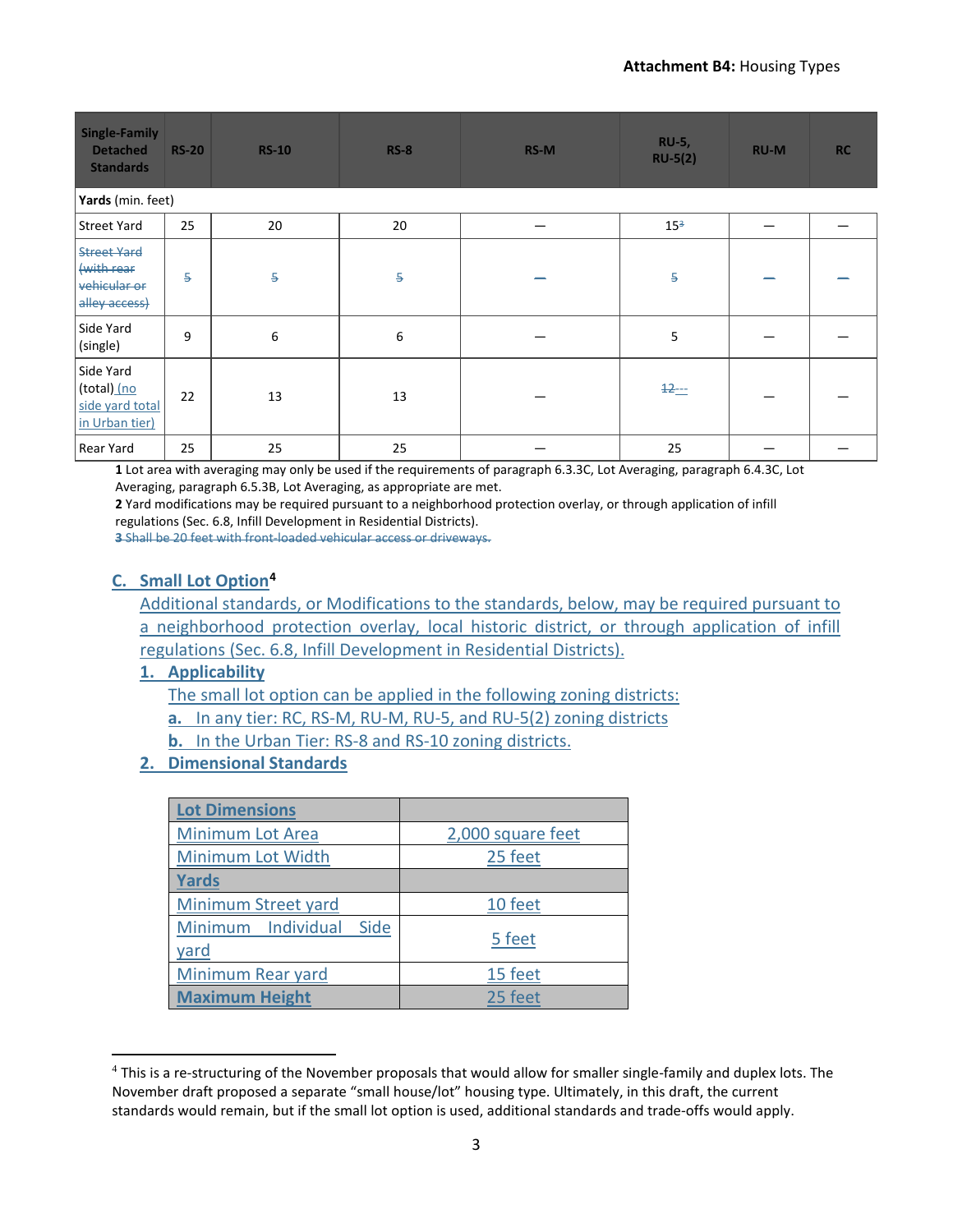| Single-Family Detached Standards | RS-20 | RS-10 | RS-8 | RS-M | RU-5, RU-5(2) | RU-M | RC |
|---|---|---|---|---|---|---|---|
| **Yards** (min. feet) | | | | | | | |
| Street Yard | 25 | 20 | 20 | — | 15~~3~~ | — | — |
| ~~Street Yard (with rear vehicular or alley access)~~ | ~~5~~ | ~~5~~ | ~~5~~ | ~~—~~ | ~~5~~ | ~~—~~ | ~~—~~ |
| Side Yard (single) | 9 | 6 | 6 | — | 5 | — | — |
| Side Yard (total) (no side yard total in Urban tier) | 22 | 13 | 13 | — | ~~12~~--- | — | — |
| Rear Yard | 25 | 25 | 25 | — | 25 | — | — |

**1** Lot area with averaging may only be used if the requirements of paragraph 6.3.3C, Lot Averaging, paragraph 6.4.3C, Lot Averaging, paragraph 6.5.3B, Lot Averaging, as appropriate are met.

**2** Yard modifications may be required pursuant to a neighborhood protection overlay, or through application of infill regulations (Sec. 6.8, Infill Development in Residential Districts).

~~**3** Shall be 20 feet with front-loaded vehicular access or driveways.~~

### C. Small Lot Option[4]

Additional standards, or Modifications to the standards, below, may be required pursuant to a neighborhood protection overlay, local historic district, or through application of infill regulations (Sec. 6.8, Infill Development in Residential Districts).

**1. Applicability**

The small lot option can be applied in the following zoning districts:

**a.** In any tier: RC, RS-M, RU-M, RU-5, and RU-5(2) zoning districts

**b.** In the Urban Tier: RS-8 and RS-10 zoning districts.

**2. Dimensional Standards**

| **Lot Dimensions** | |
|---|---|
| Minimum Lot Area | 2,000 square feet |
| Minimum Lot Width | 25 feet |
| **Yards** | |
| Minimum Street yard | 10 feet |
| Minimum Individual Side yard | 5 feet |
| Minimum Rear yard | 15 feet |
| **Maximum Height** | 25 feet |

[4] This is a re-structuring of the November proposals that would allow for smaller single-family and duplex lots. The November draft proposed a separate "small house/lot" housing type. Ultimately, in this draft, the current standards would remain, but if the small lot option is used, additional standards and trade-offs would apply.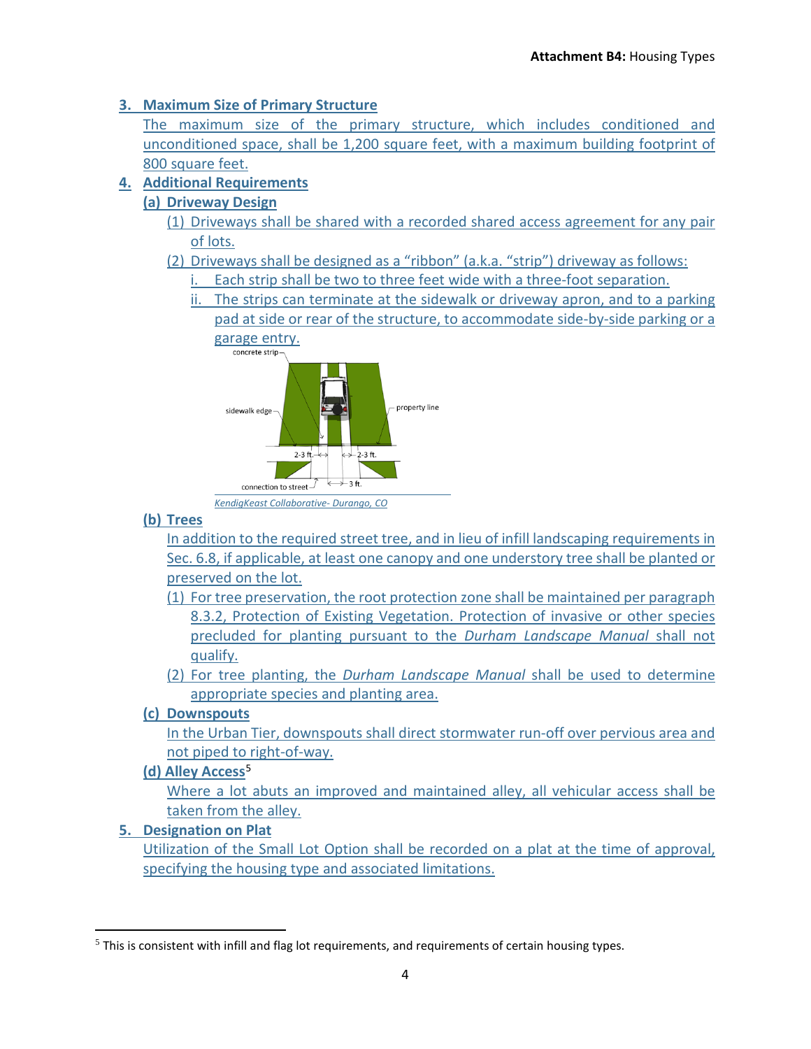### 3. Maximum Size of Primary Structure

The maximum size of the primary structure, which includes conditioned and unconditioned space, shall be 1,200 square feet, with a maximum building footprint of 800 square feet.

### 4. Additional Requirements

#### (a) Driveway Design

(1) Driveways shall be shared with a recorded shared access agreement for any pair of lots.

(2) Driveways shall be designed as a "ribbon" (a.k.a. "strip") driveway as follows:

i. Each strip shall be two to three feet wide with a three-foot separation.

ii. The strips can terminate at the sidewalk or driveway apron, and to a parking pad at side or rear of the structure, to accommodate side-by-side parking or a garage entry.

*KendigKeast Collaborative- Durango, CO*

#### (b) Trees

In addition to the required street tree, and in lieu of infill landscaping requirements in Sec. 6.8, if applicable, at least one canopy and one understory tree shall be planted or preserved on the lot.

(1) For tree preservation, the root protection zone shall be maintained per paragraph 8.3.2, Protection of Existing Vegetation. Protection of invasive or other species precluded for planting pursuant to the *Durham Landscape Manual* shall not qualify.

(2) For tree planting, the *Durham Landscape Manual* shall be used to determine appropriate species and planting area.

#### (c) Downspouts

In the Urban Tier, downspouts shall direct stormwater run-off over pervious area and not piped to right-of-way.

#### (d) Alley Access[5]

Where a lot abuts an improved and maintained alley, all vehicular access shall be taken from the alley.

### 5. Designation on Plat

Utilization of the Small Lot Option shall be recorded on a plat at the time of approval, specifying the housing type and associated limitations.

---

[5] This is consistent with infill and flag lot requirements, and requirements of certain housing types.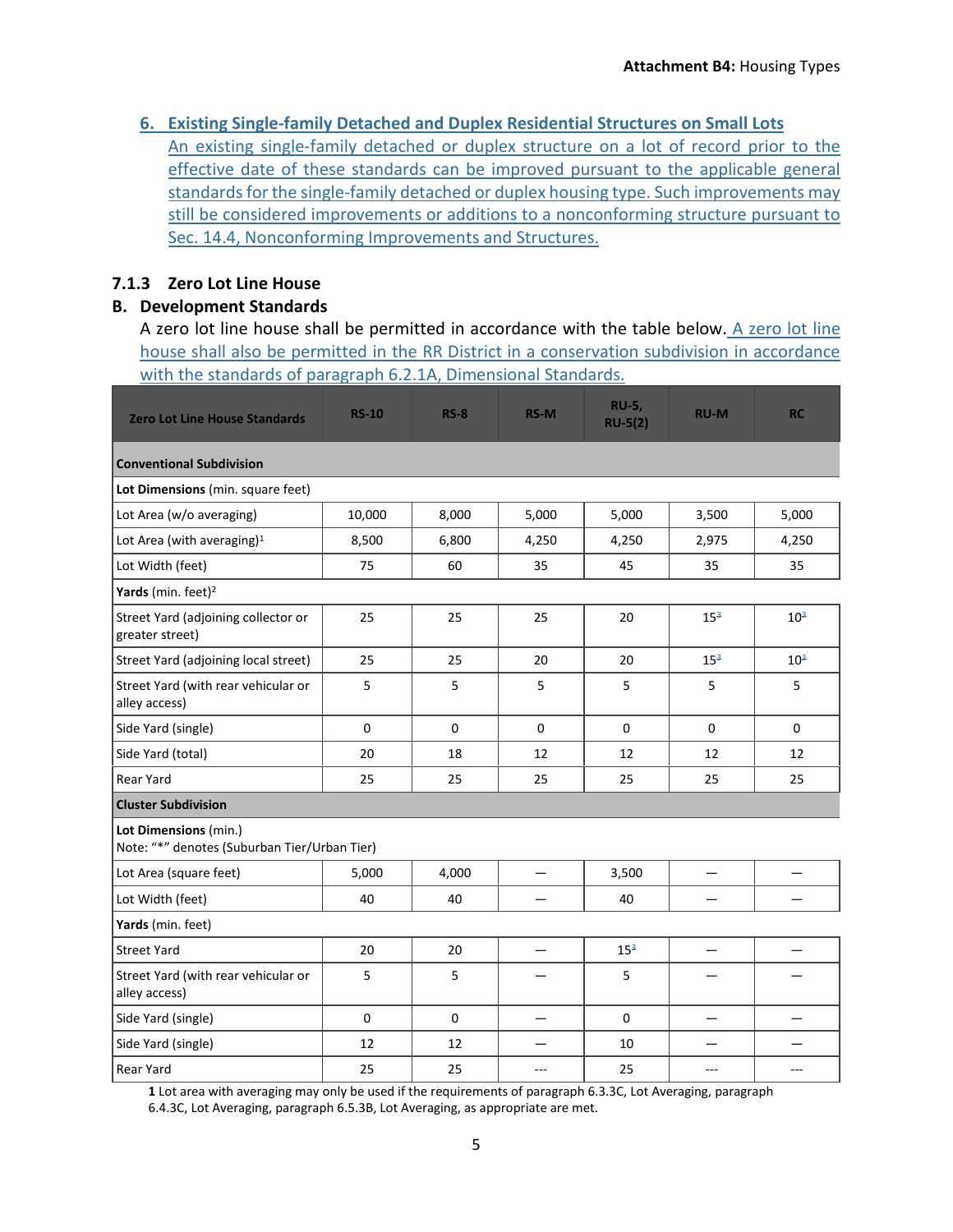### 6. Existing Single-family Detached and Duplex Residential Structures on Small Lots

An existing single-family detached or duplex structure on a lot of record prior to the effective date of these standards can be improved pursuant to the applicable general standards for the single-family detached or duplex housing type. Such improvements may still be considered improvements or additions to a nonconforming structure pursuant to Sec. 14.4, Nonconforming Improvements and Structures.

## 7.1.3 Zero Lot Line House

### B. Development Standards

A zero lot line house shall be permitted in accordance with the table below. A zero lot line house shall also be permitted in the RR District in a conservation subdivision in accordance with the standards of paragraph 6.2.1A, Dimensional Standards.

| Zero Lot Line House Standards | RS-10 | RS-8 | RS-M | RU-5, RU-5(2) | RU-M | RC |
|---|---|---|---|---|---|---|
| **Conventional Subdivision** | | | | | | |
| **Lot Dimensions** (min. square feet) | | | | | | |
| Lot Area (w/o averaging) | 10,000 | 8,000 | 5,000 | 5,000 | 3,500 | 5,000 |
| Lot Area (with averaging)[1] | 8,500 | 6,800 | 4,250 | 4,250 | 2,975 | 4,250 |
| Lot Width (feet) | 75 | 60 | 35 | 45 | 35 | 35 |
| **Yards** (min. feet)[2] | | | | | | |
| Street Yard (adjoining collector or greater street) | 25 | 25 | 25 | 20 | 15[3] | 10[3] |
| Street Yard (adjoining local street) | 25 | 25 | 20 | 20 | 15[3] | 10[3] |
| Street Yard (with rear vehicular or alley access) | 5 | 5 | 5 | 5 | 5 | 5 |
| Side Yard (single) | 0 | 0 | 0 | 0 | 0 | 0 |
| Side Yard (total) | 20 | 18 | 12 | 12 | 12 | 12 |
| Rear Yard | 25 | 25 | 25 | 25 | 25 | 25 |
| **Cluster Subdivision** | | | | | | |
| **Lot Dimensions** (min.) Note: "*" denotes (Suburban Tier/Urban Tier) | | | | | | |
| Lot Area (square feet) | 5,000 | 4,000 | — | 3,500 | — | — |
| Lot Width (feet) | 40 | 40 | — | 40 | — | — |
| **Yards** (min. feet) | | | | | | |
| Street Yard | 20 | 20 | — | 15[3] | — | — |
| Street Yard (with rear vehicular or alley access) | 5 | 5 | — | 5 | — | — |
| Side Yard (single) | 0 | 0 | — | 0 | — | — |
| Side Yard (single) | 12 | 12 | — | 10 | — | — |
| Rear Yard | 25 | 25 | --- | 25 | --- | --- |

**1** Lot area with averaging may only be used if the requirements of paragraph 6.3.3C, Lot Averaging, paragraph 6.4.3C, Lot Averaging, paragraph 6.5.3B, Lot Averaging, as appropriate are met.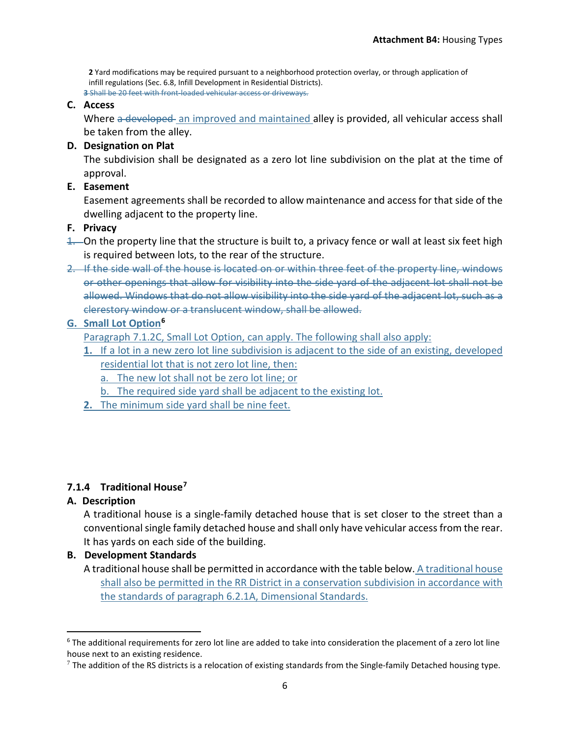**2** Yard modifications may be required pursuant to a neighborhood protection overlay, or through application of infill regulations (Sec. 6.8, Infill Development in Residential Districts).

~~**3** Shall be 20 feet with front-loaded vehicular access or driveways.~~

**C. Access**

Where ~~a developed~~ an improved and maintained alley is provided, all vehicular access shall be taken from the alley.

**D. Designation on Plat**

The subdivision shall be designated as a zero lot line subdivision on the plat at the time of approval.

**E. Easement**

Easement agreements shall be recorded to allow maintenance and access for that side of the dwelling adjacent to the property line.

**F. Privacy**

~~1.~~ On the property line that the structure is built to, a privacy fence or wall at least six feet high is required between lots, to the rear of the structure.

~~2. If the side wall of the house is located on or within three feet of the property line, windows or other openings that allow for visibility into the side yard of the adjacent lot shall not be allowed. Windows that do not allow visibility into the side yard of the adjacent lot, such as a clerestory window or a translucent window, shall be allowed.~~

**G. Small Lot Option**[6]

Paragraph 7.1.2C, Small Lot Option, can apply. The following shall also apply:

1. If a lot in a new zero lot line subdivision is adjacent to the side of an existing, developed residential lot that is not zero lot line, then:
   a. The new lot shall not be zero lot line; or
   b. The required side yard shall be adjacent to the existing lot.
2. The minimum side yard shall be nine feet.

### 7.1.4 Traditional House[7]

**A. Description**

A traditional house is a single-family detached house that is set closer to the street than a conventional single family detached house and shall only have vehicular access from the rear. It has yards on each side of the building.

**B. Development Standards**

A traditional house shall be permitted in accordance with the table below. A traditional house shall also be permitted in the RR District in a conservation subdivision in accordance with the standards of paragraph 6.2.1A, Dimensional Standards.

---

[6] The additional requirements for zero lot line are added to take into consideration the placement of a zero lot line house next to an existing residence.

[7] The addition of the RS districts is a relocation of existing standards from the Single-family Detached housing type.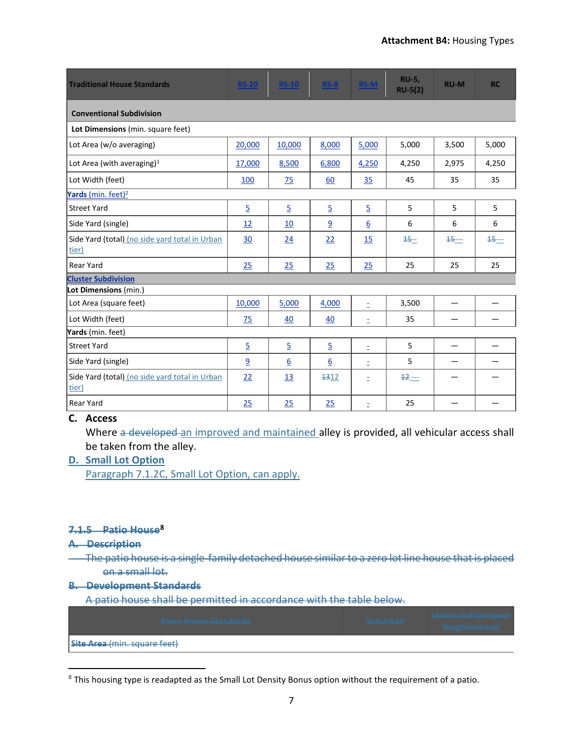| Traditional House Standards | RS-20 | RS-10 | RS-8 | RS-M | RU-5, RU-5(2) | RU-M | RC |
|---|---|---|---|---|---|---|---|
| **Conventional Subdivision** | | | | | | | |
| **Lot Dimensions** (min. square feet) | | | | | | | |
| Lot Area (w/o averaging) | 20,000 | 10,000 | 8,000 | 5,000 | 5,000 | 3,500 | 5,000 |
| Lot Area (with averaging)[1] | 17,000 | 8,500 | 6,800 | 4,250 | 4,250 | 2,975 | 4,250 |
| Lot Width (feet) | 100 | 75 | 60 | 35 | 45 | 35 | 35 |
| **Yards** (min. feet)[2] | | | | | | | |
| Street Yard | 5 | 5 | 5 | 5 | 5 | 5 | 5 |
| Side Yard (single) | 12 | 10 | 9 | 6 | 6 | 6 | 6 |
| Side Yard (total) (no side yard total in Urban tier) | 30 | 24 | 22 | 15 | ~~15~~-- | ~~15~~--- | ~~15~~--- |
| Rear Yard | 25 | 25 | 25 | 25 | 25 | 25 | 25 |
| **Cluster Subdivision** | | | | | | | |
| **Lot Dimensions** (min.) | | | | | | | |
| Lot Area (square feet) | 10,000 | 5,000 | 4,000 | - | 3,500 | — | — |
| Lot Width (feet) | 75 | 40 | 40 | - | 35 | — | — |
| **Yards** (min. feet) | | | | | | | |
| Street Yard | 5 | 5 | 5 | - | 5 | — | — |
| Side Yard (single) | 9 | 6 | 6 | - | 5 | — | — |
| Side Yard (total) (no side yard total in Urban tier) | 22 | 13 | ~~13~~12 | - | ~~12~~ --- | — | — |
| Rear Yard | 25 | 25 | 25 | - | 25 | — | — |

### C. Access

Where ~~a developed~~ an improved and maintained alley is provided, all vehicular access shall be taken from the alley.

### D. Small Lot Option

Paragraph 7.1.2C, Small Lot Option, can apply.

## ~~7.1.5 Patio House~~[8]

### ~~A. Description~~

~~The patio house is a single-family detached house similar to a zero lot line house that is placed on a small lot.~~

### ~~B. Development Standards~~

~~A patio house shall be permitted in accordance with the table below.~~

| ~~Patio House Standards~~ | ~~Suburban~~ | ~~Urban and Compact Neighborhood~~ |
|---|---|---|
| ~~**Site Area** (min. square feet)~~ | | |

[8] This housing type is readapted as the Small Lot Density Bonus option without the requirement of a patio.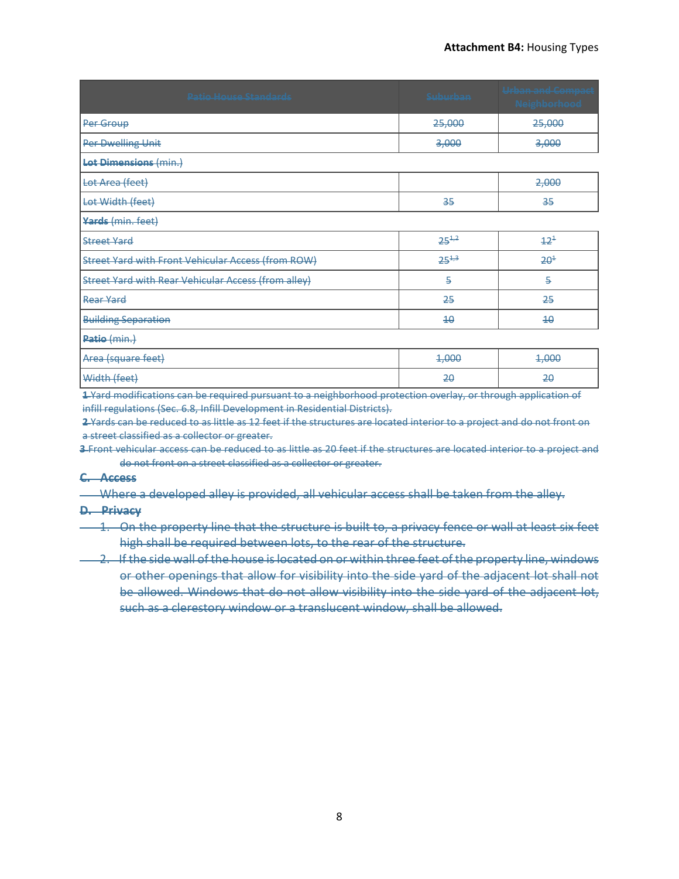| ~~Patio House Standards~~ | ~~Suburban~~ | ~~Urban and Compact Neighborhood~~ |
|---|---|---|
| ~~Per Group~~ | ~~25,000~~ | ~~25,000~~ |
| ~~Per Dwelling Unit~~ | ~~3,000~~ | ~~3,000~~ |
| ~~**Lot Dimensions** (min.)~~ | | |
| ~~Lot Area (feet)~~ | | ~~2,000~~ |
| ~~Lot Width (feet)~~ | ~~35~~ | ~~35~~ |
| ~~**Yards** (min. feet)~~ | | |
| ~~Street Yard~~ | ~~25[1,2]~~ | ~~12[1]~~ |
| ~~Street Yard with Front Vehicular Access (from ROW)~~ | ~~25[1,3]~~ | ~~20[1]~~ |
| ~~Street Yard with Rear Vehicular Access (from alley)~~ | ~~5~~ | ~~5~~ |
| ~~Rear Yard~~ | ~~25~~ | ~~25~~ |
| ~~Building Separation~~ | ~~10~~ | ~~10~~ |
| ~~**Patio** (min.)~~ | | |
| ~~Area (square feet)~~ | ~~1,000~~ | ~~1,000~~ |
| ~~Width (feet)~~ | ~~20~~ | ~~20~~ |

~~1 Yard modifications can be required pursuant to a neighborhood protection overlay, or through application of infill regulations (Sec. 6.8, Infill Development in Residential Districts).~~

~~2 Yards can be reduced to as little as 12 feet if the structures are located interior to a project and do not front on a street classified as a collector or greater.~~

~~3 Front vehicular access can be reduced to as little as 20 feet if the structures are located interior to a project and do not front on a street classified as a collector or greater.~~

### ~~C. Access~~

~~Where a developed alley is provided, all vehicular access shall be taken from the alley.~~

### ~~D. Privacy~~

1. ~~On the property line that the structure is built to, a privacy fence or wall at least six feet high shall be required between lots, to the rear of the structure.~~
2. ~~If the side wall of the house is located on or within three feet of the property line, windows or other openings that allow for visibility into the side yard of the adjacent lot shall not be allowed. Windows that do not allow visibility into the side yard of the adjacent lot, such as a clerestory window or a translucent window, shall be allowed.~~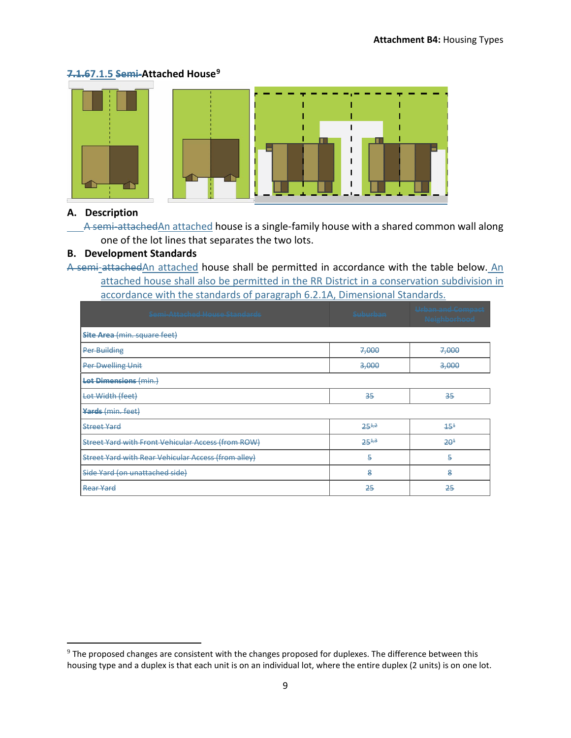### 7.1.67.1.5 Semi-Attached House[9]

## A. Description

A semi-attachedAn attached house is a single-family house with a shared common wall along one of the lot lines that separates the two lots.

## B. Development Standards

A semi-attachedAn attached house shall be permitted in accordance with the table below. An attached house shall also be permitted in the RR District in a conservation subdivision in accordance with the standards of paragraph 6.2.1A, Dimensional Standards.

| Semi-Attached House Standards | Suburban | Urban and Compact Neighborhood |
|---|---|---|
| **Site Area** (min. square feet) | | |
| Per Building | 7,000 | 7,000 |
| Per Dwelling Unit | 3,000 | 3,000 |
| **Lot Dimensions** (min.) | | |
| Lot Width (feet) | 35 | 35 |
| **Yards** (min. feet) | | |
| Street Yard | 25[1,2] | 15[1] |
| Street Yard with Front Vehicular Access (from ROW) | 25[1,3] | 20[1] |
| Street Yard with Rear Vehicular Access (from alley) | 5 | 5 |
| Side Yard (on unattached side) | 8 | 8 |
| Rear Yard | 25 | 25 |

[9] The proposed changes are consistent with the changes proposed for duplexes. The difference between this housing type and a duplex is that each unit is on an individual lot, where the entire duplex (2 units) is on one lot.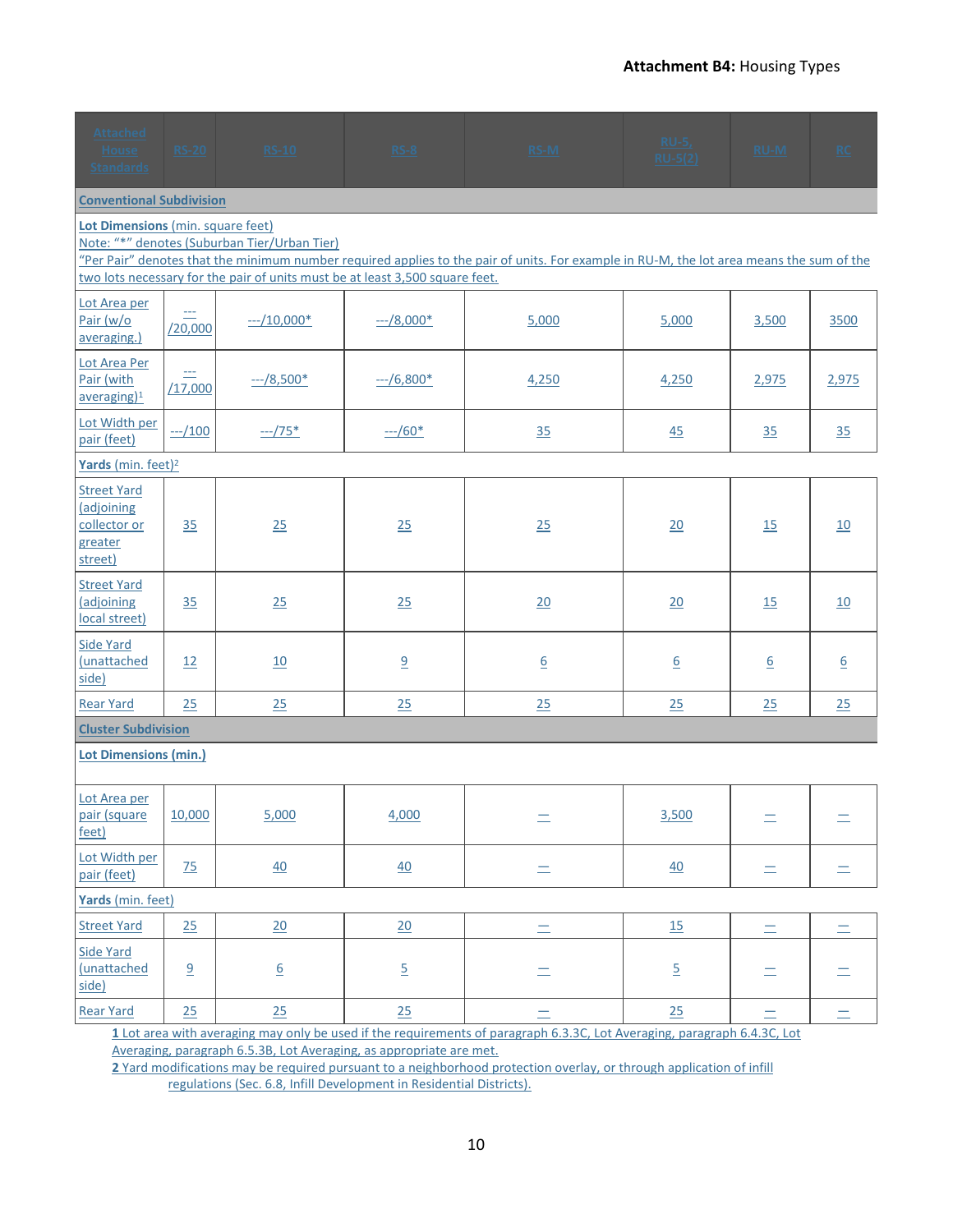**Attachment B4:** Housing Types

| Attached House Standards | RS-20 | RS-10 | RS-8 | RS-M | RU-5, RU-5(2) | RU-M | RC |
|---|---|---|---|---|---|---|---|
| **Conventional Subdivision** | | | | | | | |
| **Lot Dimensions** (min. square feet)<br>Note: "*" denotes (Suburban Tier/Urban Tier)<br>"Per Pair" denotes that the minimum number required applies to the pair of units. For example in RU-M, the lot area means the sum of the two lots necessary for the pair of units must be at least 3,500 square feet. | | | | | | | |
| Lot Area per Pair (w/o averaging.) | ---/20,000 | ---/10,000* | ---/8,000* | 5,000 | 5,000 | 3,500 | 3500 |
| Lot Area Per Pair (with averaging)[1] | ---/17,000 | ---/8,500* | ---/6,800* | 4,250 | 4,250 | 2,975 | 2,975 |
| Lot Width per pair (feet) | ---/100 | ---/75* | ---/60* | 35 | 45 | 35 | 35 |
| **Yards** (min. feet)[2] | | | | | | | |
| Street Yard (adjoining collector or greater street) | 35 | 25 | 25 | 25 | 20 | 15 | 10 |
| Street Yard (adjoining local street) | 35 | 25 | 25 | 20 | 20 | 15 | 10 |
| Side Yard (unattached side) | 12 | 10 | 9 | 6 | 6 | 6 | 6 |
| Rear Yard | 25 | 25 | 25 | 25 | 25 | 25 | 25 |
| **Cluster Subdivision** | | | | | | | |
| **Lot Dimensions (min.)** | | | | | | | |
| Lot Area per pair (square feet) | 10,000 | 5,000 | 4,000 | — | 3,500 | — | — |
| Lot Width per pair (feet) | 75 | 40 | 40 | — | 40 | — | — |
| **Yards** (min. feet) | | | | | | | |
| Street Yard | 25 | 20 | 20 | — | 15 | — | — |
| Side Yard (unattached side) | 9 | 6 | 5 | — | 5 | — | — |
| Rear Yard | 25 | 25 | 25 | — | 25 | — | — |

1 Lot area with averaging may only be used if the requirements of paragraph 6.3.3C, Lot Averaging, paragraph 6.4.3C, Lot Averaging, paragraph 6.5.3B, Lot Averaging, as appropriate are met.

2 Yard modifications may be required pursuant to a neighborhood protection overlay, or through application of infill regulations (Sec. 6.8, Infill Development in Residential Districts).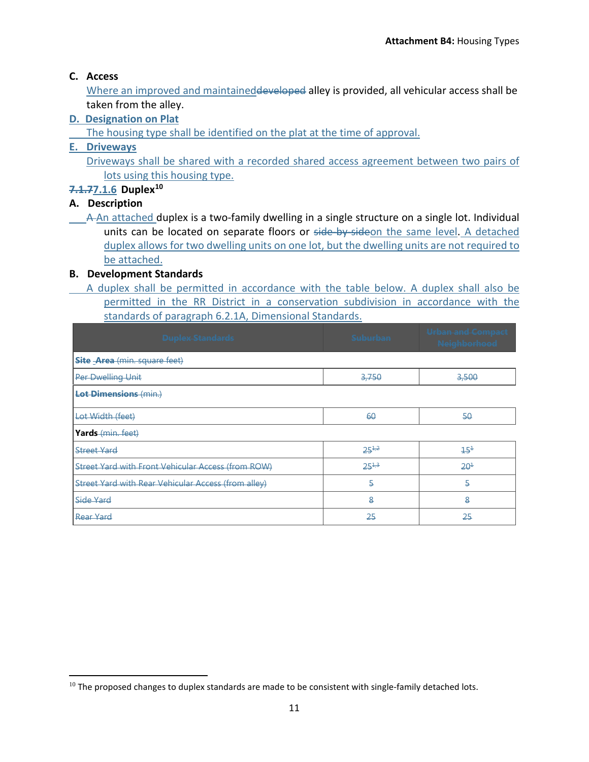**C. Access**

Where an improved and maintaineddeveloped alley is provided, all vehicular access shall be taken from the alley.

**D. Designation on Plat**

The housing type shall be identified on the plat at the time of approval.

**E. Driveways**

Driveways shall be shared with a recorded shared access agreement between two pairs of lots using this housing type.

### 7.1.77.1.6 Duplex[10]

**A. Description**

A An attached duplex is a two-family dwelling in a single structure on a single lot. Individual units can be located on separate floors or side-by-sideon the same level. A detached duplex allows for two dwelling units on one lot, but the dwelling units are not required to be attached.

**B. Development Standards**

A duplex shall be permitted in accordance with the table below. A duplex shall also be permitted in the RR District in a conservation subdivision in accordance with the standards of paragraph 6.2.1A, Dimensional Standards.

| Duplex Standards | Suburban | Urban and Compact Neighborhood |
|---|---|---|
| **Site Area** (min. square feet) | | |
| Per Dwelling Unit | 3,750 | 3,500 |
| **Lot Dimensions** (min.) | | |
| Lot Width (feet) | 60 | 50 |
| **Yards** (min. feet) | | |
| Street Yard | 25[1,2] | 15[1] |
| Street Yard with Front Vehicular Access (from ROW) | 25[1,3] | 20[1] |
| Street Yard with Rear Vehicular Access (from alley) | 5 | 5 |
| Side Yard | 8 | 8 |
| Rear Yard | 25 | 25 |

[10] The proposed changes to duplex standards are made to be consistent with single-family detached lots.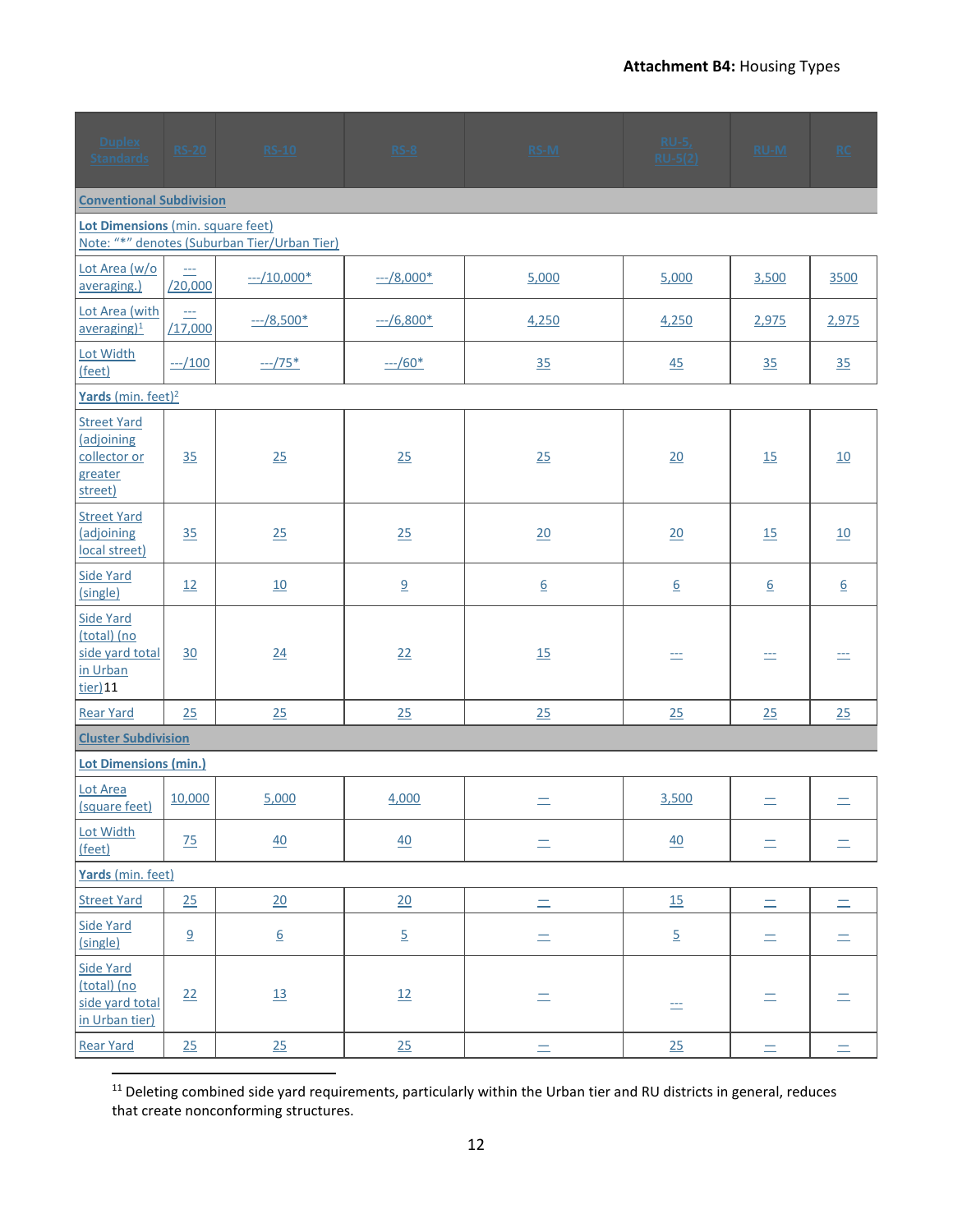**Attachment B4:** Housing Types

| Duplex Standards | RS-20 | RS-10 | RS-8 | RS-M | RU-5, RU-5(2) | RU-M | RC |
|---|---|---|---|---|---|---|---|
| **Conventional Subdivision** | | | | | | | |
| **Lot Dimensions** (min. square feet) Note: "*" denotes (Suburban Tier/Urban Tier) | | | | | | | |
| Lot Area (w/o averaging.) | --- /20,000 | ---/10,000* | ---/8,000* | 5,000 | 5,000 | 3,500 | 3500 |
| Lot Area (with averaging)[1] | --- /17,000 | ---/8,500* | ---/6,800* | 4,250 | 4,250 | 2,975 | 2,975 |
| Lot Width (feet) | ---/100 | ---/75* | ---/60* | 35 | 45 | 35 | 35 |
| **Yards** (min. feet)[2] | | | | | | | |
| Street Yard (adjoining collector or greater street) | 35 | 25 | 25 | 25 | 20 | 15 | 10 |
| Street Yard (adjoining local street) | 35 | 25 | 25 | 20 | 20 | 15 | 10 |
| Side Yard (single) | 12 | 10 | 9 | 6 | 6 | 6 | 6 |
| Side Yard (total) (no side yard total in Urban tier)[11] | 30 | 24 | 22 | 15 | --- | --- | --- |
| Rear Yard | 25 | 25 | 25 | 25 | 25 | 25 | 25 |
| **Cluster Subdivision** | | | | | | | |
| **Lot Dimensions (min.)** | | | | | | | |
| Lot Area (square feet) | 10,000 | 5,000 | 4,000 | — | 3,500 | — | — |
| Lot Width (feet) | 75 | 40 | 40 | — | 40 | — | — |
| **Yards** (min. feet) | | | | | | | |
| Street Yard | 25 | 20 | 20 | — | 15 | — | — |
| Side Yard (single) | 9 | 6 | 5 | — | 5 | — | — |
| Side Yard (total) (no side yard total in Urban tier) | 22 | 13 | 12 | — | --- | — | — |
| Rear Yard | 25 | 25 | 25 | — | 25 | — | — |

[11] Deleting combined side yard requirements, particularly within the Urban tier and RU districts in general, reduces that create nonconforming structures.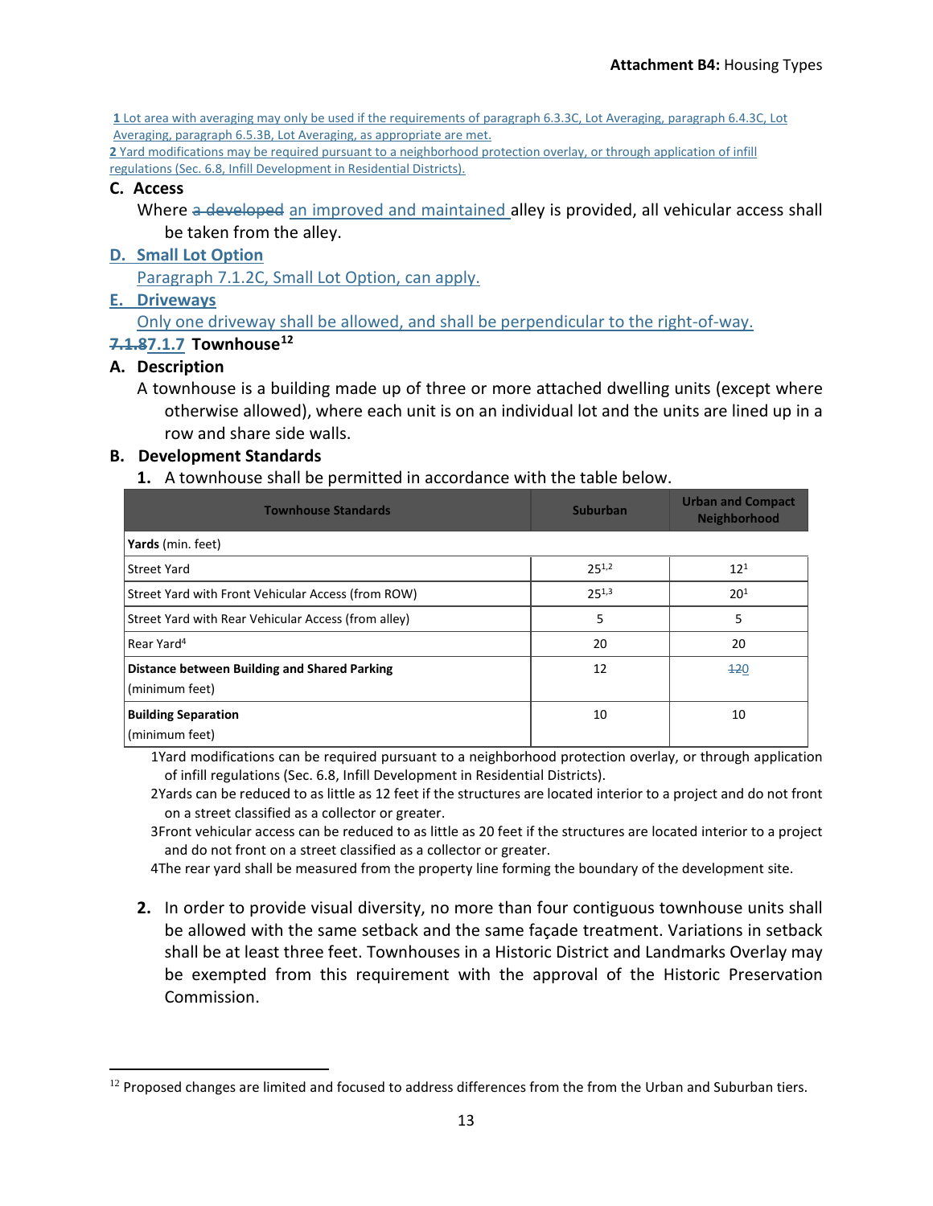1 Lot area with averaging may only be used if the requirements of paragraph 6.3.3C, Lot Averaging, paragraph 6.4.3C, Lot Averaging, paragraph 6.5.3B, Lot Averaging, as appropriate are met.
2 Yard modifications may be required pursuant to a neighborhood protection overlay, or through application of infill regulations (Sec. 6.8, Infill Development in Residential Districts).

### C. Access

Where ~~a developed~~ an improved and maintained alley is provided, all vehicular access shall be taken from the alley.

### D. Small Lot Option

Paragraph 7.1.2C, Small Lot Option, can apply.

### E. Driveways

Only one driveway shall be allowed, and shall be perpendicular to the right-of-way.

## ~~7.1.8~~7.1.7 Townhouse[12]

### A. Description

A townhouse is a building made up of three or more attached dwelling units (except where otherwise allowed), where each unit is on an individual lot and the units are lined up in a row and share side walls.

### B. Development Standards

1. A townhouse shall be permitted in accordance with the table below.

| Townhouse Standards | Suburban | Urban and Compact Neighborhood |
|---|---|---|
| **Yards** (min. feet) | | |
| Street Yard | 25[1,2] | 12[1] |
| Street Yard with Front Vehicular Access (from ROW) | 25[1,3] | 20[1] |
| Street Yard with Rear Vehicular Access (from alley) | 5 | 5 |
| Rear Yard[4] | 20 | 20 |
| **Distance between Building and Shared Parking** (minimum feet) | 12 | ~~12~~ 0 |
| **Building Separation** (minimum feet) | 10 | 10 |

1Yard modifications can be required pursuant to a neighborhood protection overlay, or through application of infill regulations (Sec. 6.8, Infill Development in Residential Districts).
2Yards can be reduced to as little as 12 feet if the structures are located interior to a project and do not front on a street classified as a collector or greater.
3Front vehicular access can be reduced to as little as 20 feet if the structures are located interior to a project and do not front on a street classified as a collector or greater.
4The rear yard shall be measured from the property line forming the boundary of the development site.

2. In order to provide visual diversity, no more than four contiguous townhouse units shall be allowed with the same setback and the same façade treatment. Variations in setback shall be at least three feet. Townhouses in a Historic District and Landmarks Overlay may be exempted from this requirement with the approval of the Historic Preservation Commission.

---

[12] Proposed changes are limited and focused to address differences from the from the Urban and Suburban tiers.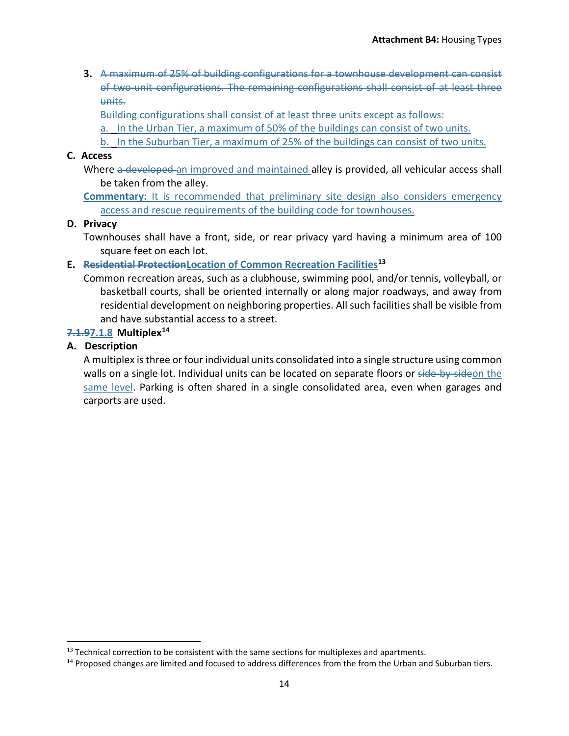3. ~~A maximum of 25% of building configurations for a townhouse development can consist of two-unit configurations. The remaining configurations shall consist of at least three units.~~

   Building configurations shall consist of at least three units except as follows:

   a. In the Urban Tier, a maximum of 50% of the buildings can consist of two units.

   b. In the Suburban Tier, a maximum of 25% of the buildings can consist of two units.

**C. Access**

Where ~~a developed~~ an improved and maintained alley is provided, all vehicular access shall be taken from the alley.

**Commentary:** It is recommended that preliminary site design also considers emergency access and rescue requirements of the building code for townhouses.

**D. Privacy**

Townhouses shall have a front, side, or rear privacy yard having a minimum area of 100 square feet on each lot.

**E. ~~Residential Protection~~Location of Common Recreation Facilities[13]**

Common recreation areas, such as a clubhouse, swimming pool, and/or tennis, volleyball, or basketball courts, shall be oriented internally or along major roadways, and away from residential development on neighboring properties. All such facilities shall be visible from and have substantial access to a street.

**~~7.1.9~~7.1.8 Multiplex[14]**

**A. Description**

A multiplex is three or four individual units consolidated into a single structure using common walls on a single lot. Individual units can be located on separate floors or ~~side-by-side~~on the same level. Parking is often shared in a single consolidated area, even when garages and carports are used.

---

[13] Technical correction to be consistent with the same sections for multiplexes and apartments.

[14] Proposed changes are limited and focused to address differences from the from the Urban and Suburban tiers.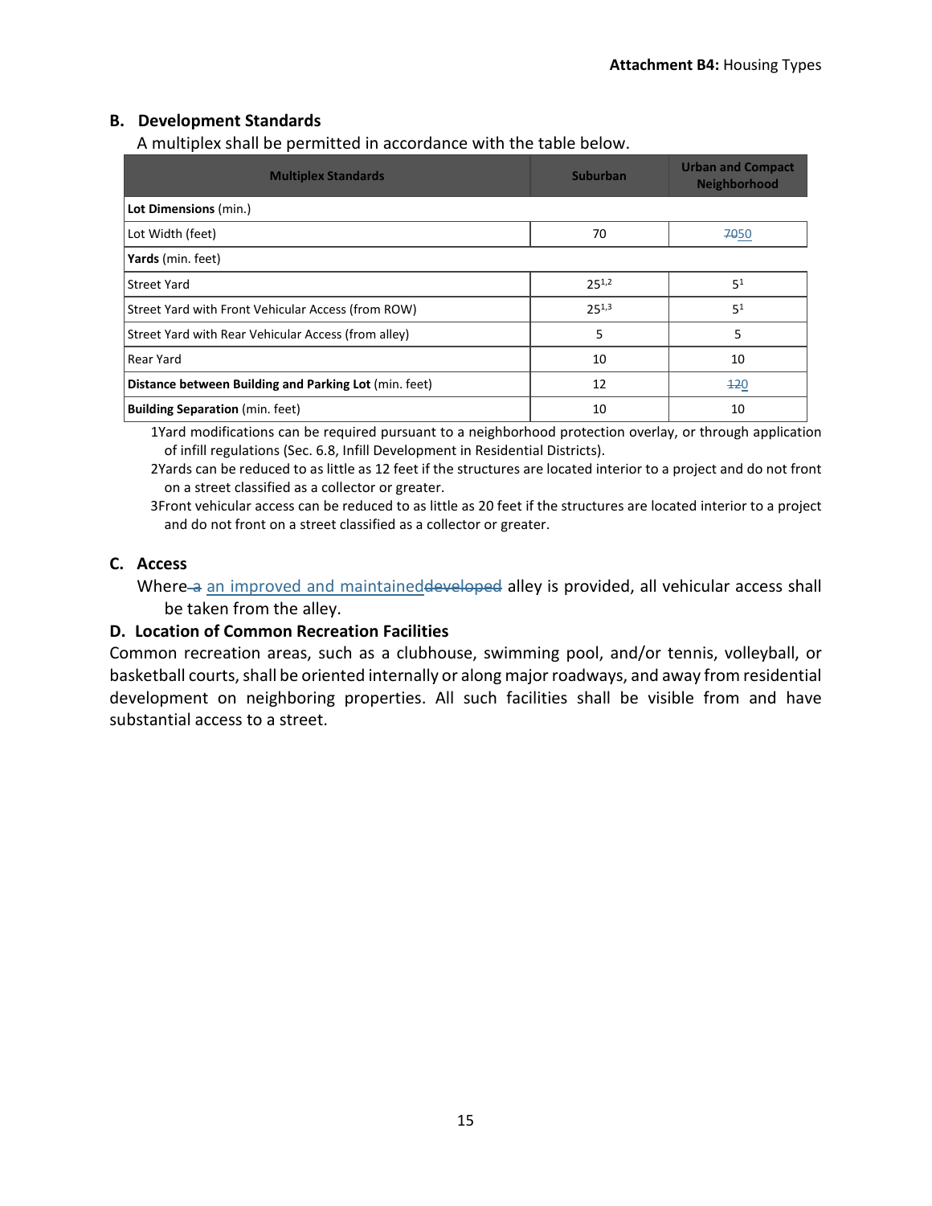## B. Development Standards

A multiplex shall be permitted in accordance with the table below.

| Multiplex Standards | Suburban | Urban and Compact Neighborhood |
|---|---|---|
| **Lot Dimensions** (min.) | | |
| Lot Width (feet) | 70 | ~~70~~50 |
| **Yards** (min. feet) | | |
| Street Yard | 25[1,2] | 5[1] |
| Street Yard with Front Vehicular Access (from ROW) | 25[1,3] | 5[1] |
| Street Yard with Rear Vehicular Access (from alley) | 5 | 5 |
| Rear Yard | 10 | 10 |
| **Distance between Building and Parking Lot** (min. feet) | 12 | ~~12~~0 |
| **Building Separation** (min. feet) | 10 | 10 |

1Yard modifications can be required pursuant to a neighborhood protection overlay, or through application of infill regulations (Sec. 6.8, Infill Development in Residential Districts).

2Yards can be reduced to as little as 12 feet if the structures are located interior to a project and do not front on a street classified as a collector or greater.

3Front vehicular access can be reduced to as little as 20 feet if the structures are located interior to a project and do not front on a street classified as a collector or greater.

## C. Access

Where ~~a~~ an improved and maintained~~developed~~ alley is provided, all vehicular access shall be taken from the alley.

## D. Location of Common Recreation Facilities

Common recreation areas, such as a clubhouse, swimming pool, and/or tennis, volleyball, or basketball courts, shall be oriented internally or along major roadways, and away from residential development on neighboring properties. All such facilities shall be visible from and have substantial access to a street.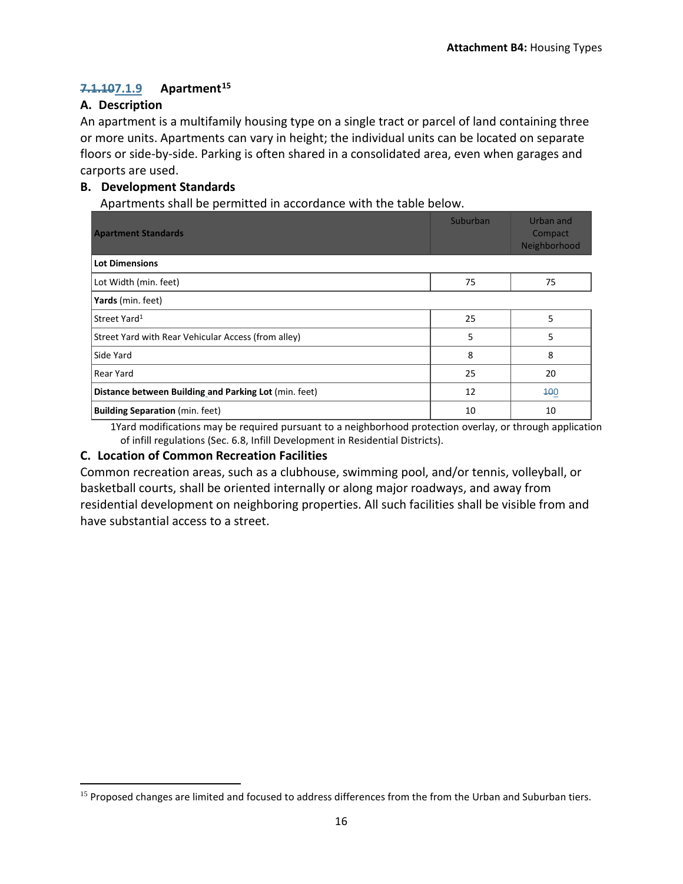### ~~7.1.10~~7.1.9 Apartment[15]

**A. Description**

An apartment is a multifamily housing type on a single tract or parcel of land containing three or more units. Apartments can vary in height; the individual units can be located on separate floors or side-by-side. Parking is often shared in a consolidated area, even when garages and carports are used.

**B. Development Standards**

Apartments shall be permitted in accordance with the table below.

| Apartment Standards | Suburban | Urban and Compact Neighborhood |
|---|---|---|
| **Lot Dimensions** | | |
| Lot Width (min. feet) | 75 | 75 |
| **Yards** (min. feet) | | |
| Street Yard[1] | 25 | 5 |
| Street Yard with Rear Vehicular Access (from alley) | 5 | 5 |
| Side Yard | 8 | 8 |
| Rear Yard | 25 | 20 |
| **Distance between Building and Parking Lot** (min. feet) | 12 | ~~10~~0 |
| **Building Separation** (min. feet) | 10 | 10 |

1Yard modifications may be required pursuant to a neighborhood protection overlay, or through application of infill regulations (Sec. 6.8, Infill Development in Residential Districts).

**C. Location of Common Recreation Facilities**

Common recreation areas, such as a clubhouse, swimming pool, and/or tennis, volleyball, or basketball courts, shall be oriented internally or along major roadways, and away from residential development on neighboring properties. All such facilities shall be visible from and have substantial access to a street.

[15] Proposed changes are limited and focused to address differences from the from the Urban and Suburban tiers.